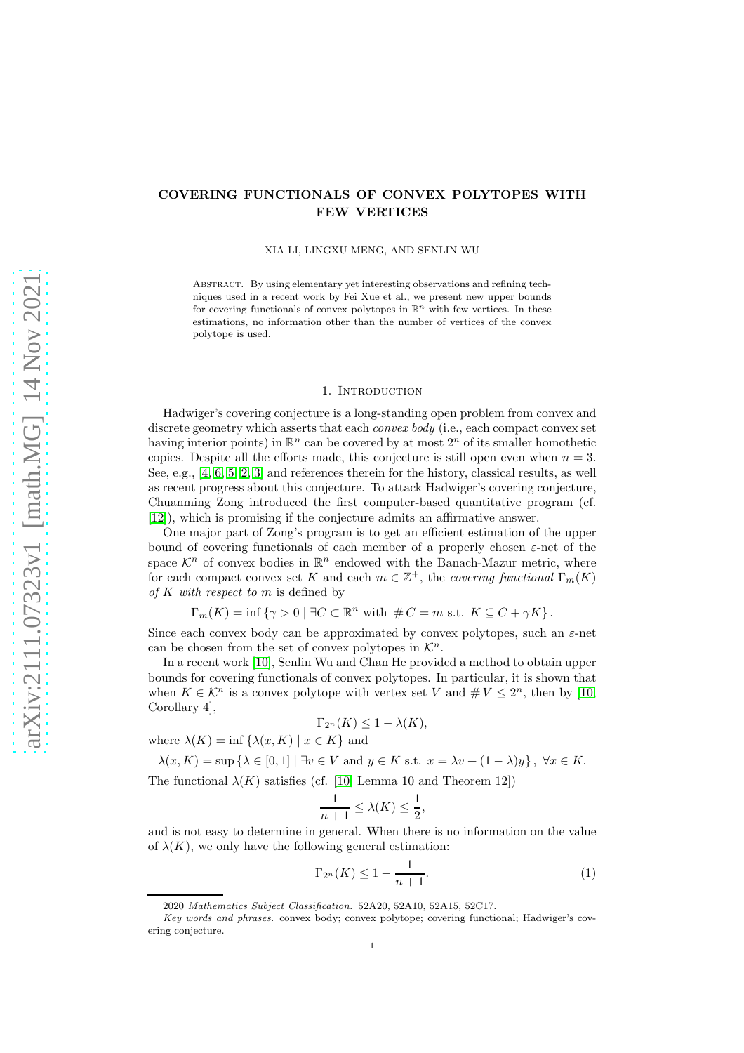# COVERING FUNCTIONALS OF CONVEX POLYTOPES WITH FEW VERTICES

XIA LI, LINGXU MENG, AND SENLIN WU

Abstract. By using elementary yet interesting observations and refining techniques used in a recent work by Fei Xue et al., we present new upper bounds for covering functionals of convex polytopes in $\mathbb{R}^n$ with few vertices. In these estimations, no information other than the number of vertices of the convex polytope is used.

## 1. Introduction

Hadwiger's covering conjecture is a long-standing open problem from convex and discrete geometry which asserts that each *convex body* (i.e., each compact convex set having interior points) in $\mathbb{R}^n$ can be covered by at most $2^n$ of its smaller homothetic copies. Despite all the efforts made, this conjecture is still open even when $n = 3$. See, e.g., [4, 6, 5, 2, 3] and references therein for the history, classical results, as well as recent progress about this conjecture. To attack Hadwiger's covering conjecture, Chuanming Zong introduced the first computer-based quantitative program (cf. [12]), which is promising if the conjecture admits an affirmative answer.

One major part of Zong's program is to get an efficient estimation of the upper bound of covering functionals of each member of a properly chosen $\varepsilon$-net of the space $\mathcal{K}^n$ of convex bodies in $\mathbb{R}^n$ endowed with the Banach-Mazur metric, where for each compact convex set $K$ and each $m \in \mathbb{Z}^+$, the *covering functional* $\Gamma_m(K)$ *of* $K$ *with respect to* $m$ is defined by

$$\Gamma_m(K) = \inf \{\gamma > 0 \mid \exists C \subset \mathbb{R}^n \text{ with } \# C = m \text{ s.t. } K \subseteq C + \gamma K\}.$$

Since each convex body can be approximated by convex polytopes, such an $\varepsilon$-net can be chosen from the set of convex polytopes in $\mathcal{K}^n$.

In a recent work [10], Senlin Wu and Chan He provided a method to obtain upper bounds for covering functionals of convex polytopes. In particular, it is shown that when $K \in \mathcal{K}^n$ is a convex polytope with vertex set $V$ and $\# V \leq 2^n$, then by [10, Corollary 4],

$$\Gamma_{2^n}(K) \leq 1 - \lambda(K),$$

where $\lambda(K) = \inf \{\lambda(x, K) \mid x \in K\}$ and

$$\lambda(x, K) = \sup \{\lambda \in [0, 1] \mid \exists v \in V \text{ and } y \in K \text{ s.t. } x = \lambda v + (1 - \lambda)y\}, \ \forall x \in K.$$

The functional $\lambda(K)$ satisfies (cf. [10, Lemma 10 and Theorem 12])

$$\frac{1}{n+1} \leq \lambda(K) \leq \frac{1}{2},$$

and is not easy to determine in general. When there is no information on the value of $\lambda(K)$, we only have the following general estimation:

$$\Gamma_{2^n}(K) \leq 1 - \frac{1}{n+1}. \tag{1}$$

2020 *Mathematics Subject Classification.* 52A20, 52A10, 52A15, 52C17.

*Key words and phrases.* convex body; convex polytope; covering functional; Hadwiger's covering conjecture.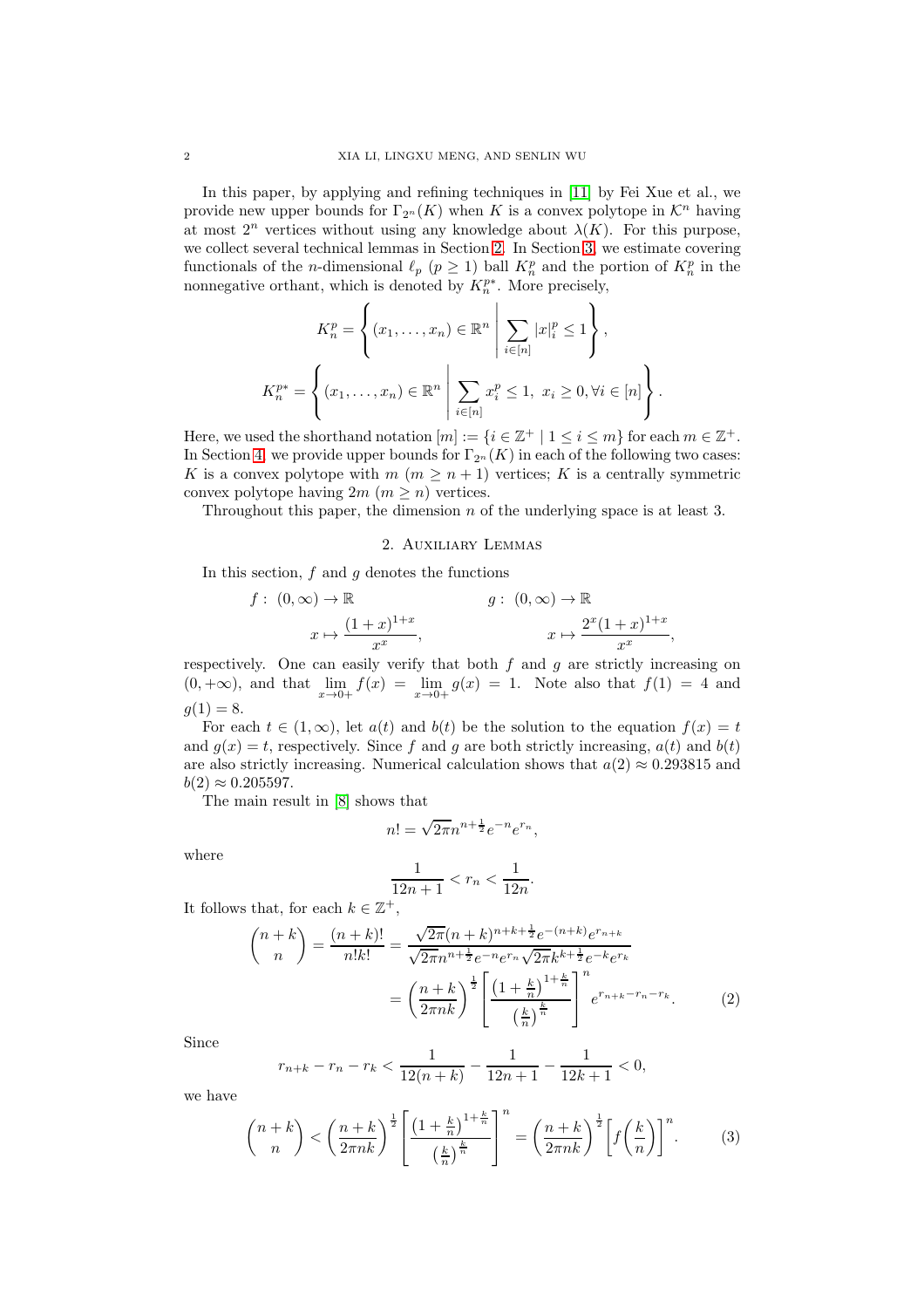In this paper, by applying and refining techniques in [11] by Fei Xue et al., we provide new upper bounds for $\Gamma_{2^n}(K)$ when $K$ is a convex polytope in $\mathcal{K}^n$ having at most $2^n$ vertices without using any knowledge about $\lambda(K)$. For this purpose, we collect several technical lemmas in Section 2. In Section 3, we estimate covering functionals of the $n$-dimensional $\ell_p$ ($p \geq 1$) ball $K_n^p$ and the portion of $K_n^p$ in the nonnegative orthant, which is denoted by $K_n^{p*}$. More precisely,

$$K_n^p = \left\{ (x_1, \dots, x_n) \in \mathbb{R}^n \;\middle|\; \sum_{i \in [n]} |x|_i^p \leq 1 \right\},$$

$$K_n^{p*} = \left\{ (x_1, \dots, x_n) \in \mathbb{R}^n \;\middle|\; \sum_{i \in [n]} x_i^p \leq 1, \; x_i \geq 0, \forall i \in [n] \right\}.$$

Here, we used the shorthand notation $[m] := \{i \in \mathbb{Z}^+ \mid 1 \leq i \leq m\}$ for each $m \in \mathbb{Z}^+$. In Section 4, we provide upper bounds for $\Gamma_{2^n}(K)$ in each of the following two cases: $K$ is a convex polytope with $m$ ($m \geq n+1$) vertices; $K$ is a centrally symmetric convex polytope having $2m$ ($m \geq n$) vertices.

Throughout this paper, the dimension $n$ of the underlying space is at least 3.

## 2. Auxiliary Lemmas

In this section, $f$ and $g$ denotes the functions

$$f: (0, \infty) \to \mathbb{R} \qquad\qquad g: (0, \infty) \to \mathbb{R}$$

$$x \mapsto \frac{(1+x)^{1+x}}{x^x}, \qquad\qquad x \mapsto \frac{2^x(1+x)^{1+x}}{x^x},$$

respectively. One can easily verify that both $f$ and $g$ are strictly increasing on $(0, +\infty)$, and that $\lim\limits_{x \to 0+} f(x) = \lim\limits_{x \to 0+} g(x) = 1$. Note also that $f(1) = 4$ and $g(1) = 8$.

For each $t \in (1, \infty)$, let $a(t)$ and $b(t)$ be the solution to the equation $f(x) = t$ and $g(x) = t$, respectively. Since $f$ and $g$ are both strictly increasing, $a(t)$ and $b(t)$ are also strictly increasing. Numerical calculation shows that $a(2) \approx 0.293815$ and $b(2) \approx 0.205597$.

The main result in [8] shows that

$$n! = \sqrt{2\pi} n^{n+\frac{1}{2}} e^{-n} e^{r_n},$$

where

$$\frac{1}{12n+1} < r_n < \frac{1}{12n}.$$

It follows that, for each $k \in \mathbb{Z}^+$,

$$\begin{aligned}
\binom{n+k}{n} = \frac{(n+k)!}{n!k!} &= \frac{\sqrt{2\pi}(n+k)^{n+k+\frac{1}{2}} e^{-(n+k)} e^{r_{n+k}}}{\sqrt{2\pi} n^{n+\frac{1}{2}} e^{-n} e^{r_n} \sqrt{2\pi} k^{k+\frac{1}{2}} e^{-k} e^{r_k}} \\
&= \left(\frac{n+k}{2\pi nk}\right)^{\frac{1}{2}} \left[\frac{\left(1+\frac{k}{n}\right)^{1+\frac{k}{n}}}{\left(\frac{k}{n}\right)^{\frac{k}{n}}}\right]^n e^{r_{n+k} - r_n - r_k}. \qquad (2)
\end{aligned}$$

Since

$$r_{n+k} - r_n - r_k < \frac{1}{12(n+k)} - \frac{1}{12n+1} - \frac{1}{12k+1} < 0,$$

we have

$$\binom{n+k}{n} < \left(\frac{n+k}{2\pi nk}\right)^{\frac{1}{2}} \left[\frac{\left(1+\frac{k}{n}\right)^{1+\frac{k}{n}}}{\left(\frac{k}{n}\right)^{\frac{k}{n}}}\right]^n = \left(\frac{n+k}{2\pi nk}\right)^{\frac{1}{2}} \left[f\left(\frac{k}{n}\right)\right]^n. \qquad (3)$$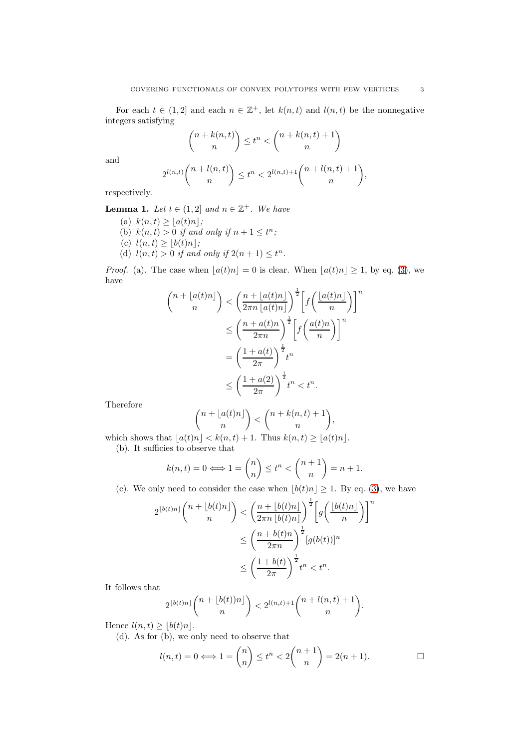For each $t \in (1, 2]$ and each $n \in \mathbb{Z}^+$, let $k(n,t)$ and $l(n,t)$ be the nonnegative integers satisfying

$$\binom{n + k(n,t)}{n} \le t^n < \binom{n + k(n,t) + 1}{n}$$

and

$$2^{l(n,t)} \binom{n + l(n,t)}{n} \le t^n < 2^{l(n,t)+1} \binom{n + l(n,t) + 1}{n},$$

respectively.

**Lemma 1.** *Let $t \in (1, 2]$ and $n \in \mathbb{Z}^+$. We have*

- (a) $k(n,t) \ge \lfloor a(t)n \rfloor$;
- (b) $k(n,t) > 0$ *if and only if* $n + 1 \le t^n$;
- (c) $l(n,t) \ge \lfloor b(t)n \rfloor$;
- (d) $l(n,t) > 0$ *if and only if* $2(n+1) \le t^n$.

*Proof.* (a). The case when $\lfloor a(t)n \rfloor = 0$ is clear. When $\lfloor a(t)n \rfloor \ge 1$, by eq. (3), we have

$$\begin{aligned}
\binom{n + \lfloor a(t)n \rfloor}{n} &< \left( \frac{n + \lfloor a(t)n \rfloor}{2\pi n \lfloor a(t)n \rfloor} \right)^{\frac{1}{2}} \left[ f\left( \frac{\lfloor a(t)n \rfloor}{n} \right) \right]^n \\
&\le \left( \frac{n + a(t)n}{2\pi n} \right)^{\frac{1}{2}} \left[ f\left( \frac{a(t)n}{n} \right) \right]^n \\
&= \left( \frac{1 + a(t)}{2\pi} \right)^{\frac{1}{2}} t^n \\
&\le \left( \frac{1 + a(2)}{2\pi} \right)^{\frac{1}{2}} t^n < t^n.
\end{aligned}$$

Therefore

$$\binom{n + \lfloor a(t)n \rfloor}{n} < \binom{n + k(n,t) + 1}{n},$$

which shows that $\lfloor a(t)n \rfloor < k(n,t) + 1$. Thus $k(n,t) \ge \lfloor a(t)n \rfloor$.

(b). It suffices to observe that

$$k(n,t) = 0 \iff 1 = \binom{n}{n} \le t^n < \binom{n+1}{n} = n + 1.$$

(c). We only need to consider the case when $\lfloor b(t)n \rfloor \ge 1$. By eq. (3), we have

$$\begin{aligned}
2^{\lfloor b(t)n \rfloor} \binom{n + \lfloor b(t)n \rfloor}{n} &< \left( \frac{n + \lfloor b(t)n \rfloor}{2\pi n \lfloor b(t)n \rfloor} \right)^{\frac{1}{2}} \left[ g\left( \frac{\lfloor b(t)n \rfloor}{n} \right) \right]^n \\
&\le \left( \frac{n + b(t)n}{2\pi n} \right)^{\frac{1}{2}} [g(b(t))]^n \\
&\le \left( \frac{1 + b(t)}{2\pi} \right)^{\frac{1}{2}} t^n < t^n.
\end{aligned}$$

It follows that

$$2^{\lfloor b(t)n \rfloor} \binom{n + \lfloor b(t))n \rfloor}{n} < 2^{l(n,t)+1} \binom{n + l(n,t) + 1}{n}.$$

Hence $l(n,t) \ge \lfloor b(t)n \rfloor$.

(d). As for (b), we only need to observe that

$$l(n,t) = 0 \iff 1 = \binom{n}{n} \le t^n < 2\binom{n+1}{n} = 2(n+1).$$

$\square$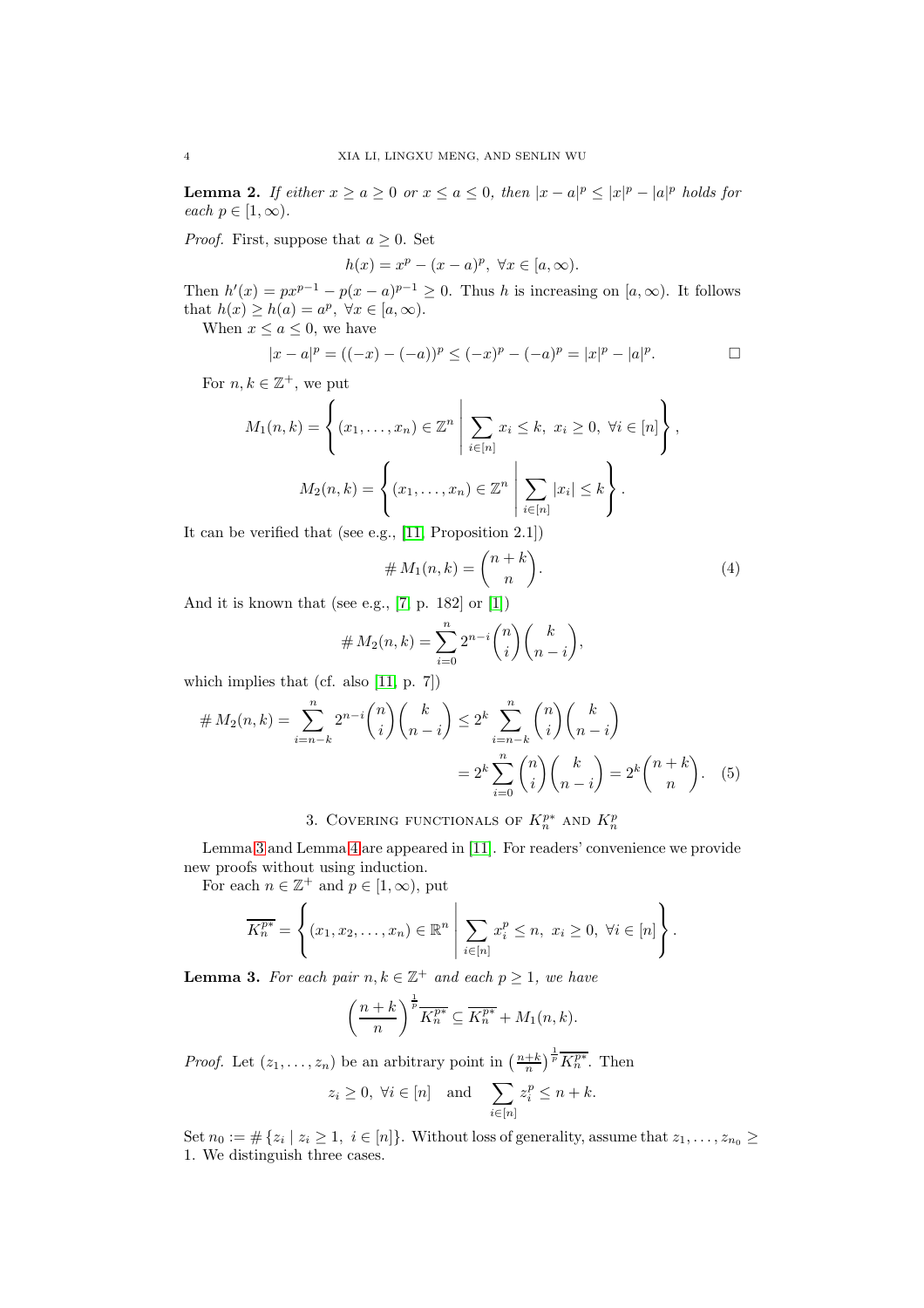**Lemma 2.** *If either $x \geq a \geq 0$ or $x \leq a \leq 0$, then $|x-a|^p \leq |x|^p - |a|^p$ holds for each $p \in [1, \infty)$.*

*Proof.* First, suppose that $a \geq 0$. Set

$$h(x) = x^p - (x-a)^p, \ \forall x \in [a, \infty).$$

Then $h'(x) = px^{p-1} - p(x-a)^{p-1} \geq 0$. Thus $h$ is increasing on $[a, \infty)$. It follows that $h(x) \geq h(a) = a^p$, $\forall x \in [a, \infty)$.

When $x \leq a \leq 0$, we have

$$|x-a|^p = ((-x)-(-a))^p \leq (-x)^p - (-a)^p = |x|^p - |a|^p. \qquad \square$$

For $n, k \in \mathbb{Z}^+$, we put

$$M_1(n,k) = \left\{ (x_1, \dots, x_n) \in \mathbb{Z}^n \;\middle|\; \sum_{i \in [n]} x_i \leq k, \ x_i \geq 0, \ \forall i \in [n] \right\},$$

$$M_2(n,k) = \left\{ (x_1, \dots, x_n) \in \mathbb{Z}^n \;\middle|\; \sum_{i \in [n]} |x_i| \leq k \right\}.$$

It can be verified that (see e.g., [11, Proposition 2.1])

$$\# M_1(n,k) = \binom{n+k}{n}. \tag{4}$$

And it is known that (see e.g., [7, p. 182] or [1])

$$\# M_2(n,k) = \sum_{i=0}^{n} 2^{n-i} \binom{n}{i} \binom{k}{n-i},$$

which implies that (cf. also [11, p. 7])

$$\begin{aligned}
\# M_2(n,k) = \sum_{i=n-k}^{n} 2^{n-i} \binom{n}{i} \binom{k}{n-i} &\leq 2^k \sum_{i=n-k}^{n} \binom{n}{i} \binom{k}{n-i} \\
&= 2^k \sum_{i=0}^{n} \binom{n}{i} \binom{k}{n-i} = 2^k \binom{n+k}{n}. \qquad (5)
\end{aligned}$$

## 3. Covering functionals of $K_n^{p*}$ and $K_n^p$

Lemma 3 and Lemma 4 are appeared in [11]. For readers' convenience we provide new proofs without using induction.

For each $n \in \mathbb{Z}^+$ and $p \in [1, \infty)$, put

$$\overline{K_n^{p*}} = \left\{ (x_1, x_2, \dots, x_n) \in \mathbb{R}^n \;\middle|\; \sum_{i \in [n]} x_i^p \leq n, \ x_i \geq 0, \ \forall i \in [n] \right\}.$$

**Lemma 3.** *For each pair $n, k \in \mathbb{Z}^+$ and each $p \geq 1$, we have*

$$\left( \frac{n+k}{n} \right)^{\frac{1}{p}} \overline{K_n^{p*}} \subseteq \overline{K_n^{p*}} + M_1(n,k).$$

*Proof.* Let $(z_1, \dots, z_n)$ be an arbitrary point in $\left(\frac{n+k}{n}\right)^{\frac{1}{p}} \overline{K_n^{p*}}$. Then

$$z_i \geq 0, \ \forall i \in [n] \quad \text{and} \quad \sum_{i \in [n]} z_i^p \leq n + k.$$

Set $n_0 := \# \{ z_i \mid z_i \geq 1, \ i \in [n] \}$. Without loss of generality, assume that $z_1, \dots, z_{n_0} \geq 1$. We distinguish three cases.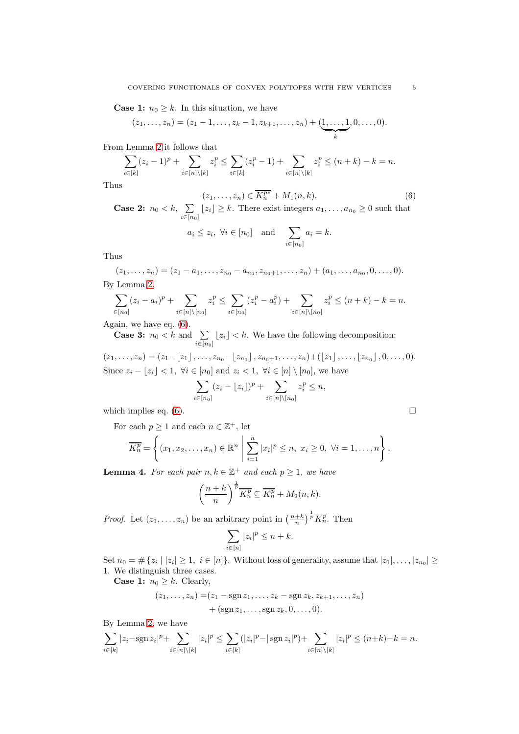**Case 1:** $n_0 \geq k$. In this situation, we have

$$(z_1, \dots, z_n) = (z_1 - 1, \dots, z_k - 1, z_{k+1}, \dots, z_n) + (\underbrace{1, \dots, 1}_{k}, 0, \dots, 0).$$

From Lemma 2 it follows that

$$\sum_{i\in[k]} (z_i - 1)^p + \sum_{i\in[n]\setminus[k]} z_i^p \leq \sum_{i\in[k]} (z_i^p - 1) + \sum_{i\in[n]\setminus[k]} z_i^p \leq (n+k) - k = n.$$

Thus

$$(z_1, \dots, z_n) \in \overline{K_n^{p*}} + M_1(n,k). \tag{6}$$

**Case 2:** $n_0 < k$, $\sum\limits_{i\in[n_0]} \lfloor z_i \rfloor \geq k$. There exist integers $a_1, \dots, a_{n_0} \geq 0$ such that

$$a_i \leq z_i, \ \forall i \in [n_0] \quad \text{and} \quad \sum_{i\in[n_0]} a_i = k.$$

Thus

$$(z_1, \dots, z_n) = (z_1 - a_1, \dots, z_{n_0} - a_{n_0}, z_{n_0+1}, \dots, z_n) + (a_1, \dots, a_{n_0}, 0, \dots, 0).$$

By Lemma 2,

$$\sum_{\in[n_0]} (z_i - a_i)^p + \sum_{i\in[n]\setminus[n_0]} z_i^p \leq \sum_{i\in[n_0]} (z_i^p - a_i^p) + \sum_{i\in[n]\setminus[n_0]} z_i^p \leq (n+k) - k = n.$$

Again, we have eq. (6).

**Case 3:** $n_0 < k$ and $\sum\limits_{i\in[n_0]} \lfloor z_i \rfloor < k$. We have the following decomposition:

$$(z_1, \dots, z_n) = (z_1 - \lfloor z_1 \rfloor, \dots, z_{n_0} - \lfloor z_{n_0} \rfloor, z_{n_0+1}, \dots, z_n) + (\lfloor z_1 \rfloor, \dots, \lfloor z_{n_0} \rfloor, 0, \dots, 0).$$

Since $z_i - \lfloor z_i \rfloor < 1, \ \forall i \in [n_0]$ and $z_i < 1, \ \forall i \in [n] \setminus [n_0]$, we have

$$\sum_{i\in[n_0]} (z_i - \lfloor z_i \rfloor)^p + \sum_{i\in[n]\setminus[n_0]} z_i^p \leq n,$$

which implies eq. (6). $\square$

For each $p \geq 1$ and each $n \in \mathbb{Z}^+$, let

$$\overline{K_n^p} = \left\{ (x_1, x_2, \dots, x_n) \in \mathbb{R}^n \ \middle| \ \sum_{i=1}^{n} |x_i|^p \leq n, \ x_i \geq 0, \ \forall i = 1, \dots, n \right\}.$$

**Lemma 4.** *For each pair $n, k \in \mathbb{Z}^+$ and each $p \geq 1$, we have*

$$\left(\frac{n+k}{n}\right)^{\frac{1}{p}} \overline{K_n^p} \subseteq \overline{K_n^p} + M_2(n,k).$$

*Proof.* Let $(z_1, \dots, z_n)$ be an arbitrary point in $\left(\frac{n+k}{n}\right)^{\frac{1}{p}} \overline{K_n^p}$. Then

$$\sum_{i\in[n]} |z_i|^p \leq n + k.$$

Set $n_0 = \# \{ z_i \mid |z_i| \geq 1, \ i \in [n] \}$. Without loss of generality, assume that $|z_1|, \dots, |z_{n_0}| \geq 1$. We distinguish three cases.

**Case 1:** $n_0 \geq k$. Clearly,

$$\begin{aligned}(z_1, \dots, z_n) =& (z_1 - \operatorname{sgn} z_1, \dots, z_k - \operatorname{sgn} z_k, z_{k+1}, \dots, z_n) \\ &+ (\operatorname{sgn} z_1, \dots, \operatorname{sgn} z_k, 0, \dots, 0).\end{aligned}$$

By Lemma 2, we have

$$\sum_{i\in[k]} |z_i - \operatorname{sgn} z_i|^p + \sum_{i\in[n]\setminus[k]} |z_i|^p \leq \sum_{i\in[k]} (|z_i|^p - |\operatorname{sgn} z_i|^p) + \sum_{i\in[n]\setminus[k]} |z_i|^p \leq (n+k) - k = n.$$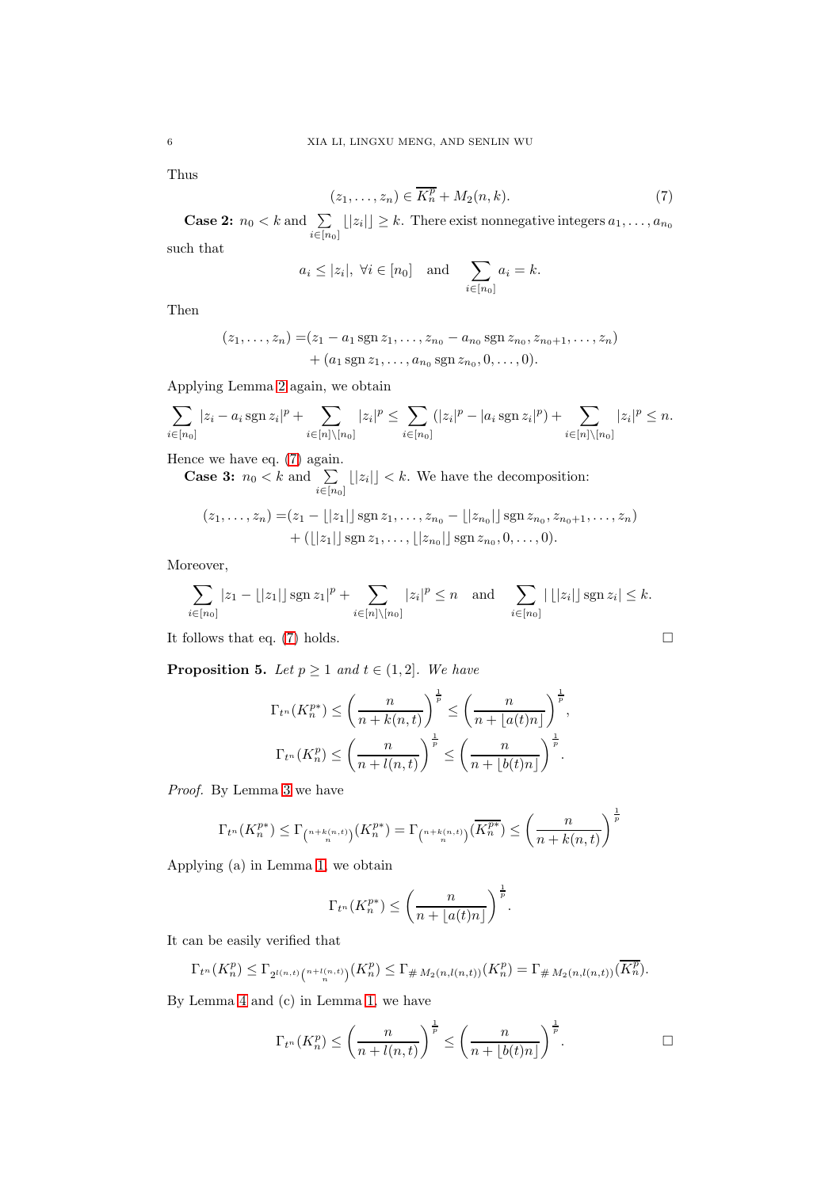Thus

$$(z_1, \dots, z_n) \in \overline{K_n^p} + M_2(n,k). \tag{7}$$

**Case 2:** $n_0 < k$ and $\sum_{i\in[n_0]} \lfloor |z_i| \rfloor \geq k$. There exist nonnegative integers $a_1, \dots, a_{n_0}$ such that

$$a_i \leq |z_i|, \ \forall i \in [n_0] \quad \text{and} \quad \sum_{i\in[n_0]} a_i = k.$$

Then

$$\begin{aligned}(z_1, \dots, z_n) =& (z_1 - a_1 \operatorname{sgn} z_1, \dots, z_{n_0} - a_{n_0} \operatorname{sgn} z_{n_0}, z_{n_0+1}, \dots, z_n) \\ &+ (a_1 \operatorname{sgn} z_1, \dots, a_{n_0} \operatorname{sgn} z_{n_0}, 0, \dots, 0).\end{aligned}$$

Applying Lemma 2 again, we obtain

$$\sum_{i\in[n_0]} |z_i - a_i \operatorname{sgn} z_i|^p + \sum_{i\in[n]\setminus[n_0]} |z_i|^p \leq \sum_{i\in[n_0]} (|z_i|^p - |a_i \operatorname{sgn} z_i|^p) + \sum_{i\in[n]\setminus[n_0]} |z_i|^p \leq n.$$

Hence we have eq. (7) again.

**Case 3:** $n_0 < k$ and $\sum_{i\in[n_0]} \lfloor |z_i| \rfloor < k$. We have the decomposition:

$$\begin{aligned}(z_1, \dots, z_n) =& (z_1 - \lfloor |z_1| \rfloor \operatorname{sgn} z_1, \dots, z_{n_0} - \lfloor |z_{n_0}| \rfloor \operatorname{sgn} z_{n_0}, z_{n_0+1}, \dots, z_n) \\ &+ (\lfloor |z_1| \rfloor \operatorname{sgn} z_1, \dots, \lfloor |z_{n_0}| \rfloor \operatorname{sgn} z_{n_0}, 0, \dots, 0).\end{aligned}$$

Moreover,

$$\sum_{i\in[n_0]} |z_1 - \lfloor |z_1| \rfloor \operatorname{sgn} z_1|^p + \sum_{i\in[n]\setminus[n_0]} |z_i|^p \leq n \quad \text{and} \quad \sum_{i\in[n_0]} |\lfloor |z_i| \rfloor \operatorname{sgn} z_i| \leq k.$$

It follows that eq. (7) holds. $\square$

**Proposition 5.** *Let $p \geq 1$ and $t \in (1,2]$. We have*

$$\Gamma_{t^n}(K_n^{p*}) \leq \left(\frac{n}{n+k(n,t)}\right)^{\frac{1}{p}} \leq \left(\frac{n}{n+\lfloor a(t)n \rfloor}\right)^{\frac{1}{p}},$$

$$\Gamma_{t^n}(K_n^{p}) \leq \left(\frac{n}{n+l(n,t)}\right)^{\frac{1}{p}} \leq \left(\frac{n}{n+\lfloor b(t)n \rfloor}\right)^{\frac{1}{p}}.$$

*Proof.* By Lemma 3 we have

$$\Gamma_{t^n}(K_n^{p*}) \leq \Gamma_{\binom{n+k(n,t)}{n}}(K_n^{p*}) = \Gamma_{\binom{n+k(n,t)}{n}}(\overline{K_n^{p*}}) \leq \left(\frac{n}{n+k(n,t)}\right)^{\frac{1}{p}}$$

Applying (a) in Lemma 1, we obtain

$$\Gamma_{t^n}(K_n^{p*}) \leq \left(\frac{n}{n+\lfloor a(t)n \rfloor}\right)^{\frac{1}{p}}.$$

It can be easily verified that

$$\Gamma_{t^n}(K_n^p) \leq \Gamma_{2^{l(n,t)}\binom{n+l(n,t)}{n}}(K_n^p) \leq \Gamma_{\# M_2(n,l(n,t))}(K_n^p) = \Gamma_{\# M_2(n,l(n,t))}(\overline{K_n^p}).$$

By Lemma 4 and (c) in Lemma 1, we have

$$\Gamma_{t^n}(K_n^p) \leq \left(\frac{n}{n+l(n,t)}\right)^{\frac{1}{p}} \leq \left(\frac{n}{n+\lfloor b(t)n \rfloor}\right)^{\frac{1}{p}}. \qquad \square$$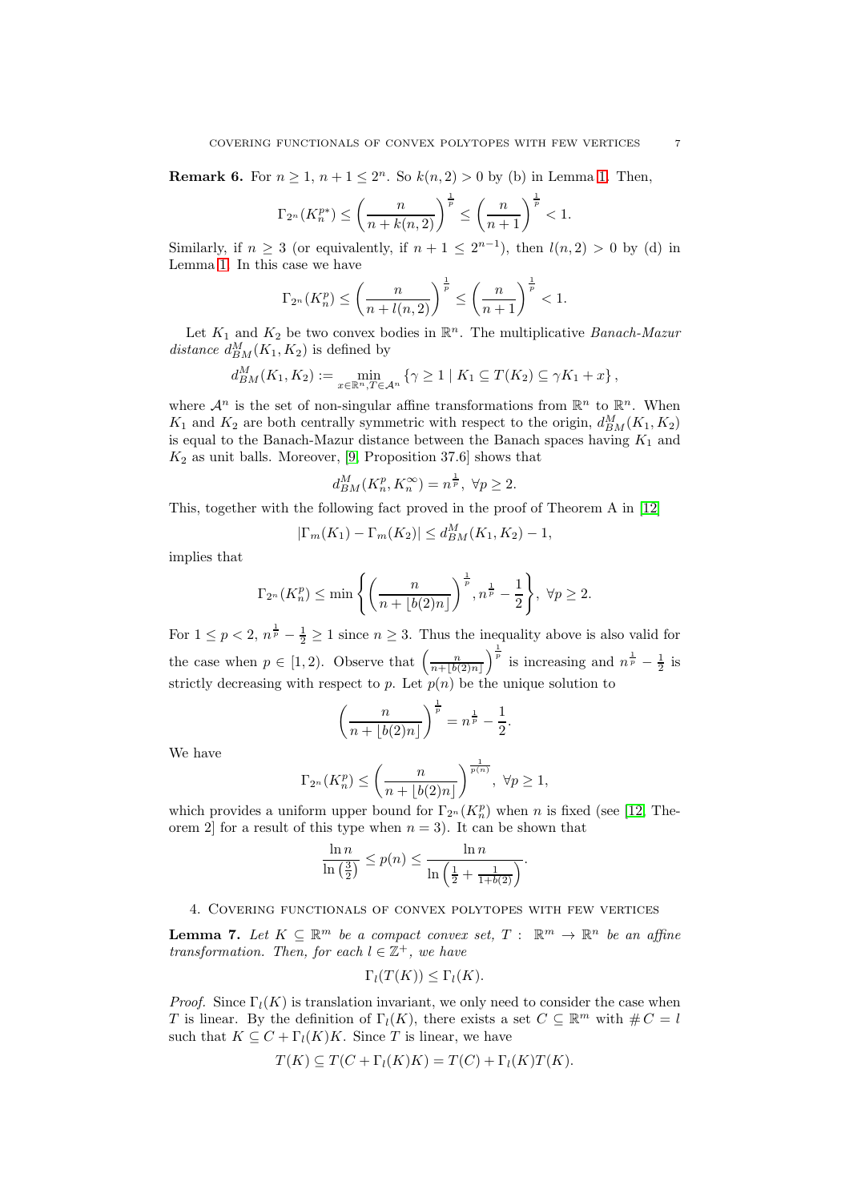**Remark 6.** For $n \geq 1$, $n+1 \leq 2^n$. So $k(n,2) > 0$ by (b) in Lemma 1. Then,

$$\Gamma_{2^n}(K_n^{p*}) \leq \left(\frac{n}{n+k(n,2)}\right)^{\frac{1}{p}} \leq \left(\frac{n}{n+1}\right)^{\frac{1}{p}} < 1.$$

Similarly, if $n \geq 3$ (or equivalently, if $n+1 \leq 2^{n-1}$), then $l(n,2) > 0$ by (d) in Lemma 1. In this case we have

$$\Gamma_{2^n}(K_n^p) \leq \left(\frac{n}{n+l(n,2)}\right)^{\frac{1}{p}} \leq \left(\frac{n}{n+1}\right)^{\frac{1}{p}} < 1.$$

Let $K_1$ and $K_2$ be two convex bodies in $\mathbb{R}^n$. The multiplicative *Banach-Mazur distance* $d_{BM}^M(K_1, K_2)$ is defined by

$$d_{BM}^M(K_1, K_2) := \min_{x \in \mathbb{R}^n, T \in \mathcal{A}^n} \left\{ \gamma \geq 1 \mid K_1 \subseteq T(K_2) \subseteq \gamma K_1 + x \right\},$$

where $\mathcal{A}^n$ is the set of non-singular affine transformations from $\mathbb{R}^n$ to $\mathbb{R}^n$. When $K_1$ and $K_2$ are both centrally symmetric with respect to the origin, $d_{BM}^M(K_1, K_2)$ is equal to the Banach-Mazur distance between the Banach spaces having $K_1$ and $K_2$ as unit balls. Moreover, [9, Proposition 37.6] shows that

$$d_{BM}^M(K_n^p, K_n^\infty) = n^{\frac{1}{p}}, \ \forall p \geq 2.$$

This, together with the following fact proved in the proof of Theorem A in [12]

$$|\Gamma_m(K_1) - \Gamma_m(K_2)| \leq d_{BM}^M(K_1, K_2) - 1,$$

implies that

$$\Gamma_{2^n}(K_n^p) \leq \min\left\{ \left(\frac{n}{n+\lfloor b(2)n \rfloor}\right)^{\frac{1}{p}}, n^{\frac{1}{p}} - \frac{1}{2} \right\}, \ \forall p \geq 2.$$

For $1 \leq p < 2$, $n^{\frac{1}{p}} - \frac{1}{2} \geq 1$ since $n \geq 3$. Thus the inequality above is also valid for the case when $p \in [1,2)$. Observe that $\left(\frac{n}{n+\lfloor b(2)n \rfloor}\right)^{\frac{1}{p}}$ is increasing and $n^{\frac{1}{p}} - \frac{1}{2}$ is strictly decreasing with respect to $p$. Let $p(n)$ be the unique solution to

$$\left(\frac{n}{n+\lfloor b(2)n \rfloor}\right)^{\frac{1}{p}} = n^{\frac{1}{p}} - \frac{1}{2}.$$

We have

$$\Gamma_{2^n}(K_n^p) \leq \left(\frac{n}{n+\lfloor b(2)n \rfloor}\right)^{\frac{1}{p(n)}}, \ \forall p \geq 1,$$

which provides a uniform upper bound for $\Gamma_{2^n}(K_n^p)$ when $n$ is fixed (see [12, Theorem 2] for a result of this type when $n = 3$). It can be shown that

$$\frac{\ln n}{\ln\left(\frac{3}{2}\right)} \leq p(n) \leq \frac{\ln n}{\ln\left(\frac{1}{2} + \frac{1}{1+b(2)}\right)}.$$

## 4. Covering functionals of convex polytopes with few vertices

**Lemma 7.** *Let $K \subseteq \mathbb{R}^m$ be a compact convex set, $T : \mathbb{R}^m \to \mathbb{R}^n$ be an affine transformation. Then, for each $l \in \mathbb{Z}^+$, we have*

$$\Gamma_l(T(K)) \leq \Gamma_l(K).$$

*Proof.* Since $\Gamma_l(K)$ is translation invariant, we only need to consider the case when $T$ is linear. By the definition of $\Gamma_l(K)$, there exists a set $C \subseteq \mathbb{R}^m$ with $\# C = l$ such that $K \subseteq C + \Gamma_l(K)K$. Since $T$ is linear, we have

$$T(K) \subseteq T(C + \Gamma_l(K)K) = T(C) + \Gamma_l(K)T(K).$$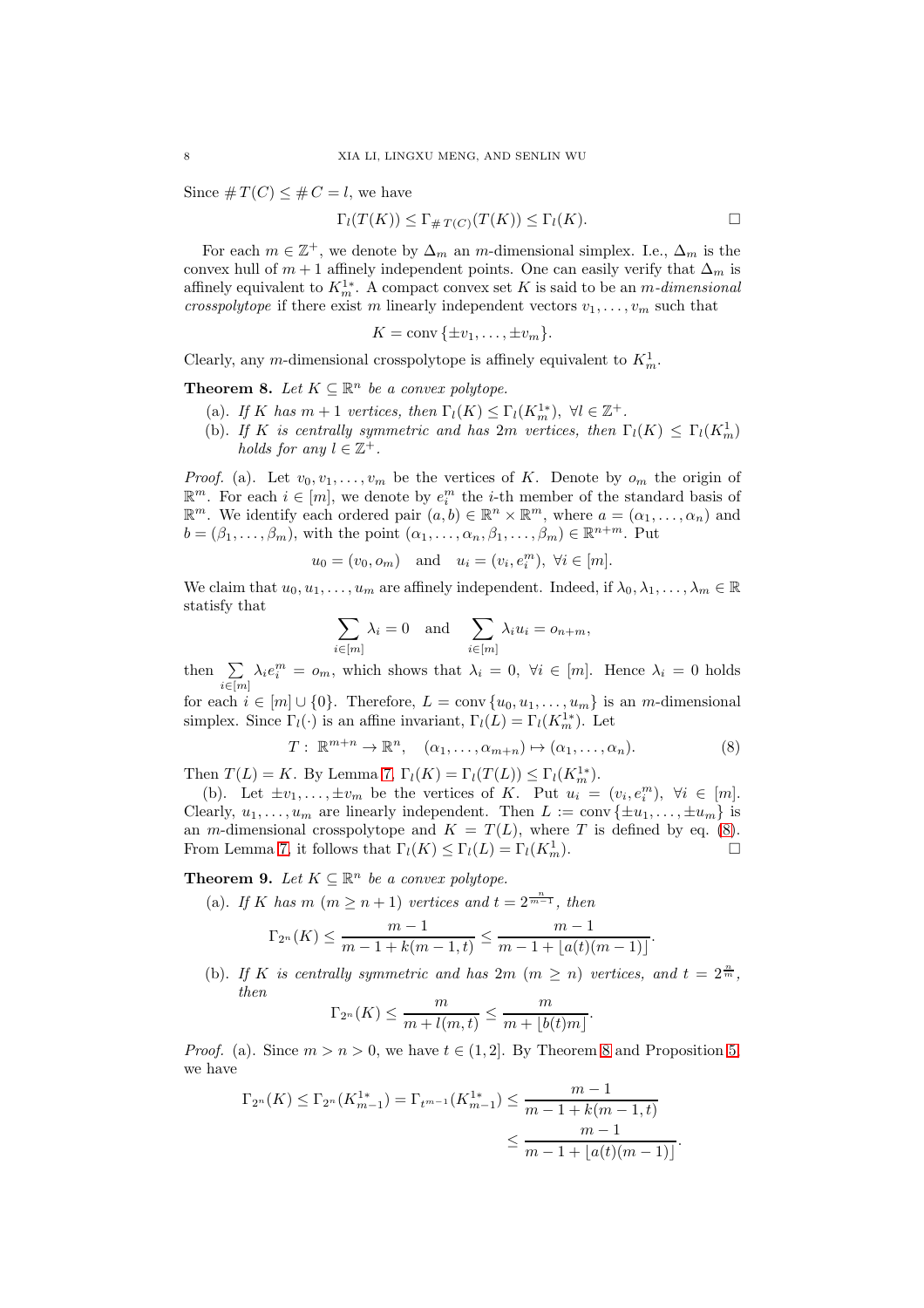Since $\# T(C) \leq \# C = l$, we have

$$\Gamma_l(T(K)) \leq \Gamma_{\# T(C)}(T(K)) \leq \Gamma_l(K). \qquad \square$$

For each $m \in \mathbb{Z}^+$, we denote by $\Delta_m$ an $m$-dimensional simplex. I.e., $\Delta_m$ is the convex hull of $m+1$ affinely independent points. One can easily verify that $\Delta_m$ is affinely equivalent to $K_m^{1*}$. A compact convex set $K$ is said to be an *$m$-dimensional crosspolytope* if there exist $m$ linearly independent vectors $v_1, \dots, v_m$ such that

$$K = \operatorname{conv}\{\pm v_1, \dots, \pm v_m\}.$$

Clearly, any $m$-dimensional crosspolytope is affinely equivalent to $K_m^1$.

**Theorem 8.** *Let $K \subseteq \mathbb{R}^n$ be a convex polytope.*

- (a). *If $K$ has $m+1$ vertices, then $\Gamma_l(K) \leq \Gamma_l(K_m^{1*})$, $\forall l \in \mathbb{Z}^+$.*
- (b). *If $K$ is centrally symmetric and has $2m$ vertices, then $\Gamma_l(K) \leq \Gamma_l(K_m^1)$ holds for any $l \in \mathbb{Z}^+$.*

*Proof.* (a). Let $v_0, v_1, \dots, v_m$ be the vertices of $K$. Denote by $o_m$ the origin of $\mathbb{R}^m$. For each $i \in [m]$, we denote by $e_i^m$ the $i$-th member of the standard basis of $\mathbb{R}^m$. We identify each ordered pair $(a,b) \in \mathbb{R}^n \times \mathbb{R}^m$, where $a = (\alpha_1, \dots, \alpha_n)$ and $b = (\beta_1, \dots, \beta_m)$, with the point $(\alpha_1, \dots, \alpha_n, \beta_1, \dots, \beta_m) \in \mathbb{R}^{n+m}$. Put

$$u_0 = (v_0, o_m) \quad \text{and} \quad u_i = (v_i, e_i^m), \ \forall i \in [m].$$

We claim that $u_0, u_1, \dots, u_m$ are affinely independent. Indeed, if $\lambda_0, \lambda_1, \dots, \lambda_m \in \mathbb{R}$ satisfy that

$$\sum_{i \in [m]} \lambda_i = 0 \quad \text{and} \quad \sum_{i \in [m]} \lambda_i u_i = o_{n+m},$$

then $\sum_{i \in [m]} \lambda_i e_i^m = o_m$, which shows that $\lambda_i = 0$, $\forall i \in [m]$. Hence $\lambda_i = 0$ holds for each $i \in [m] \cup \{0\}$. Therefore, $L = \operatorname{conv}\{u_0, u_1, \dots, u_m\}$ is an $m$-dimensional simplex. Since $\Gamma_l(\cdot)$ is an affine invariant, $\Gamma_l(L) = \Gamma_l(K_m^{1*})$. Let

$$T: \ \mathbb{R}^{m+n} \to \mathbb{R}^n, \quad (\alpha_1, \dots, \alpha_{m+n}) \mapsto (\alpha_1, \dots, \alpha_n). \tag{8}$$

Then $T(L) = K$. By Lemma 7, $\Gamma_l(K) = \Gamma_l(T(L)) \leq \Gamma_l(K_m^{1*})$.

(b). Let $\pm v_1, \dots, \pm v_m$ be the vertices of $K$. Put $u_i = (v_i, e_i^m)$, $\forall i \in [m]$. Clearly, $u_1, \dots, u_m$ are linearly independent. Then $L := \operatorname{conv}\{\pm u_1, \dots, \pm u_m\}$ is an $m$-dimensional crosspolytope and $K = T(L)$, where $T$ is defined by eq. (8). From Lemma 7, it follows that $\Gamma_l(K) \leq \Gamma_l(L) = \Gamma_l(K_m^1)$. $\square$

**Theorem 9.** *Let $K \subseteq \mathbb{R}^n$ be a convex polytope.*

- (a). *If $K$ has $m$ $(m \geq n+1)$ vertices and $t = 2^{\frac{n}{m-1}}$, then*
$$\Gamma_{2^n}(K) \leq \frac{m-1}{m-1+k(m-1,t)} \leq \frac{m-1}{m-1+\lfloor a(t)(m-1) \rfloor}.$$
- (b). *If $K$ is centrally symmetric and has $2m$ $(m \geq n)$ vertices, and $t = 2^{\frac{n}{m}}$, then*
$$\Gamma_{2^n}(K) \leq \frac{m}{m+l(m,t)} \leq \frac{m}{m+\lfloor b(t)m \rfloor}.$$

*Proof.* (a). Since $m > n > 0$, we have $t \in (1,2]$. By Theorem 8 and Proposition 5, we have

$$\begin{aligned}\Gamma_{2^n}(K) \leq \Gamma_{2^n}(K_{m-1}^{1*}) = \Gamma_{t^{m-1}}(K_{m-1}^{1*}) &\leq \frac{m-1}{m-1+k(m-1,t)} \\ &\leq \frac{m-1}{m-1+\lfloor a(t)(m-1) \rfloor}.\end{aligned}$$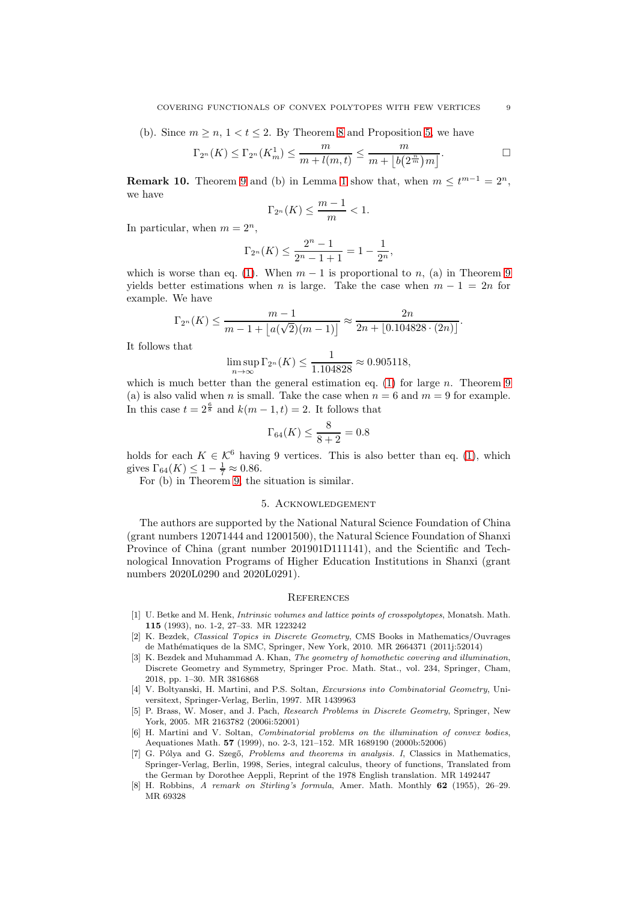(b). Since $m \geq n$, $1 < t \leq 2$. By Theorem 8 and Proposition 5, we have

$$\Gamma_{2^n}(K) \leq \Gamma_{2^n}(K_m^1) \leq \frac{m}{m + l(m,t)} \leq \frac{m}{m + \lfloor b(2^{\frac{n}{m}})m \rfloor}. \qquad \square$$

**Remark 10.** Theorem 9 and (b) in Lemma 1 show that, when $m \leq t^{m-1} = 2^n$, we have

$$\Gamma_{2^n}(K) \leq \frac{m-1}{m} < 1.$$

In particular, when $m = 2^n$,

$$\Gamma_{2^n}(K) \leq \frac{2^n - 1}{2^n - 1 + 1} = 1 - \frac{1}{2^n},$$

which is worse than eq. (1). When $m - 1$ is proportional to $n$, (a) in Theorem 9 yields better estimations when $n$ is large. Take the case when $m - 1 = 2n$ for example. We have

$$\Gamma_{2^n}(K) \leq \frac{m-1}{m - 1 + \lfloor a(\sqrt{2})(m-1) \rfloor} \approx \frac{2n}{2n + \lfloor 0.104828 \cdot (2n) \rfloor}.$$

It follows that

$$\limsup_{n \to \infty} \Gamma_{2^n}(K) \leq \frac{1}{1.104828} \approx 0.905118,$$

which is much better than the general estimation eq. (1) for large $n$. Theorem 9 (a) is also valid when $n$ is small. Take the case when $n = 6$ and $m = 9$ for example. In this case $t = 2^{\frac{6}{8}}$ and $k(m-1, t) = 2$. It follows that

$$\Gamma_{64}(K) \leq \frac{8}{8 + 2} = 0.8$$

holds for each $K \in \mathcal{K}^6$ having 9 vertices. This is also better than eq. (1), which gives $\Gamma_{64}(K) \leq 1 - \frac{1}{7} \approx 0.86$.

For (b) in Theorem 9, the situation is similar.

## 5. Acknowledgement

The authors are supported by the National Natural Science Foundation of China (grant numbers 12071444 and 12001500), the Natural Science Foundation of Shanxi Province of China (grant number 201901D111141), and the Scientific and Technological Innovation Programs of Higher Education Institutions in Shanxi (grant numbers 2020L0290 and 2020L0291).

## References

[1] U. Betke and M. Henk, *Intrinsic volumes and lattice points of crosspolytopes*, Monatsh. Math. **115** (1993), no. 1-2, 27–33. MR 1223242

[2] K. Bezdek, *Classical Topics in Discrete Geometry*, CMS Books in Mathematics/Ouvrages de Mathématiques de la SMC, Springer, New York, 2010. MR 2664371 (2011j:52014)

[3] K. Bezdek and Muhammad A. Khan, *The geometry of homothetic covering and illumination*, Discrete Geometry and Symmetry, Springer Proc. Math. Stat., vol. 234, Springer, Cham, 2018, pp. 1–30. MR 3816868

[4] V. Boltyanski, H. Martini, and P.S. Soltan, *Excursions into Combinatorial Geometry*, Universitext, Springer-Verlag, Berlin, 1997. MR 1439963

[5] P. Brass, W. Moser, and J. Pach, *Research Problems in Discrete Geometry*, Springer, New York, 2005. MR 2163782 (2006i:52001)

[6] H. Martini and V. Soltan, *Combinatorial problems on the illumination of convex bodies*, Aequationes Math. **57** (1999), no. 2-3, 121–152. MR 1689190 (2000b:52006)

[7] G. Pólya and G. Szegő, *Problems and theorems in analysis. I*, Classics in Mathematics, Springer-Verlag, Berlin, 1998, Series, integral calculus, theory of functions, Translated from the German by Dorothee Aeppli, Reprint of the 1978 English translation. MR 1492447

[8] H. Robbins, *A remark on Stirling's formula*, Amer. Math. Monthly **62** (1955), 26–29. MR 69328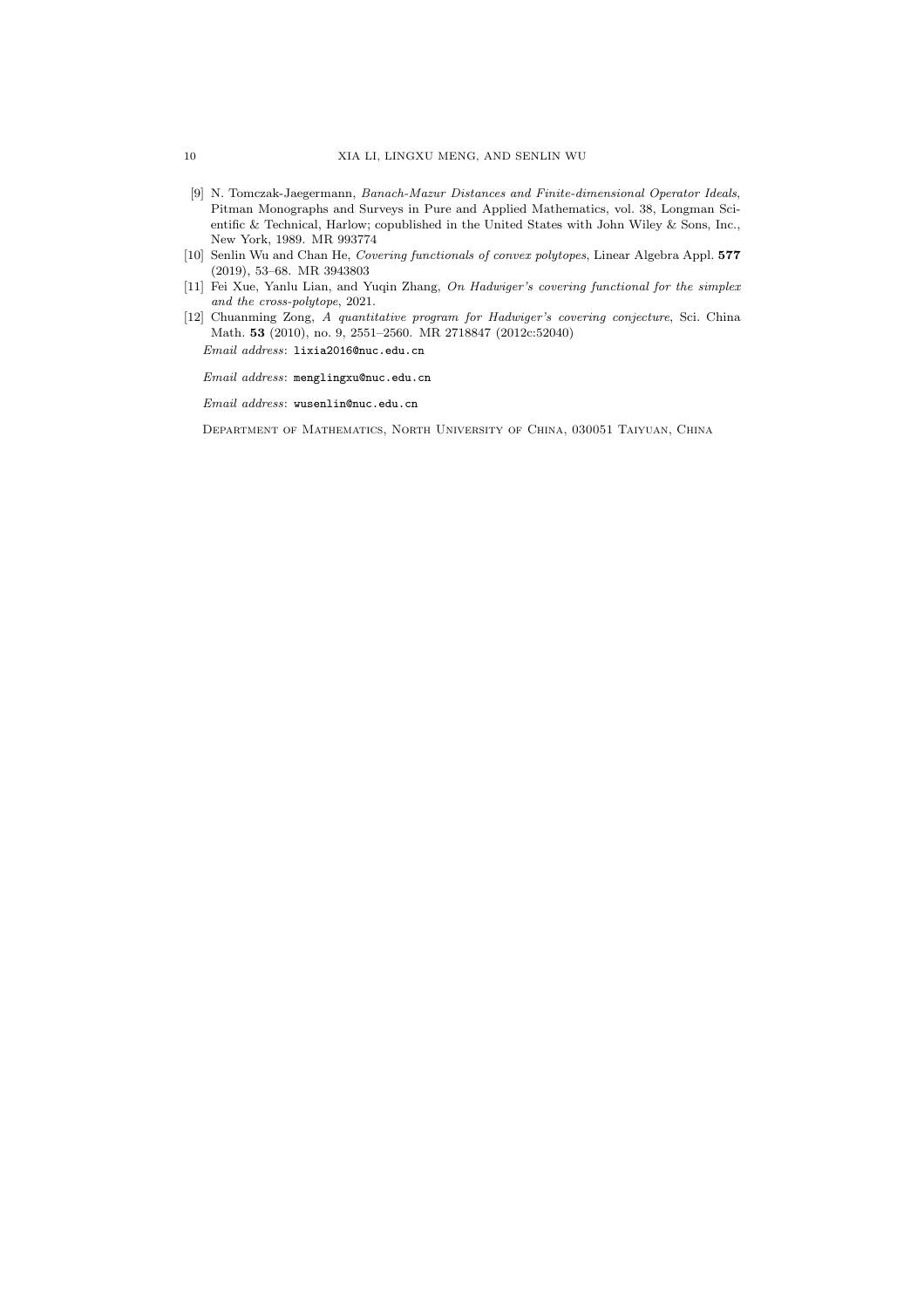[9] N. Tomczak-Jaegermann, *Banach-Mazur Distances and Finite-dimensional Operator Ideals*, Pitman Monographs and Surveys in Pure and Applied Mathematics, vol. 38, Longman Scientific & Technical, Harlow; copublished in the United States with John Wiley & Sons, Inc., New York, 1989. MR 993774

[10] Senlin Wu and Chan He, *Covering functionals of convex polytopes*, Linear Algebra Appl. **577** (2019), 53–68. MR 3943803

[11] Fei Xue, Yanlu Lian, and Yuqin Zhang, *On Hadwiger's covering functional for the simplex and the cross-polytope*, 2021.

[12] Chuanming Zong, *A quantitative program for Hadwiger's covering conjecture*, Sci. China Math. **53** (2010), no. 9, 2551–2560. MR 2718847 (2012c:52040)

*Email address*: `lixia2016@nuc.edu.cn`

*Email address*: `menglingxu@nuc.edu.cn`

*Email address*: `wusenlin@nuc.edu.cn`

Department of Mathematics, North University of China, 030051 Taiyuan, China